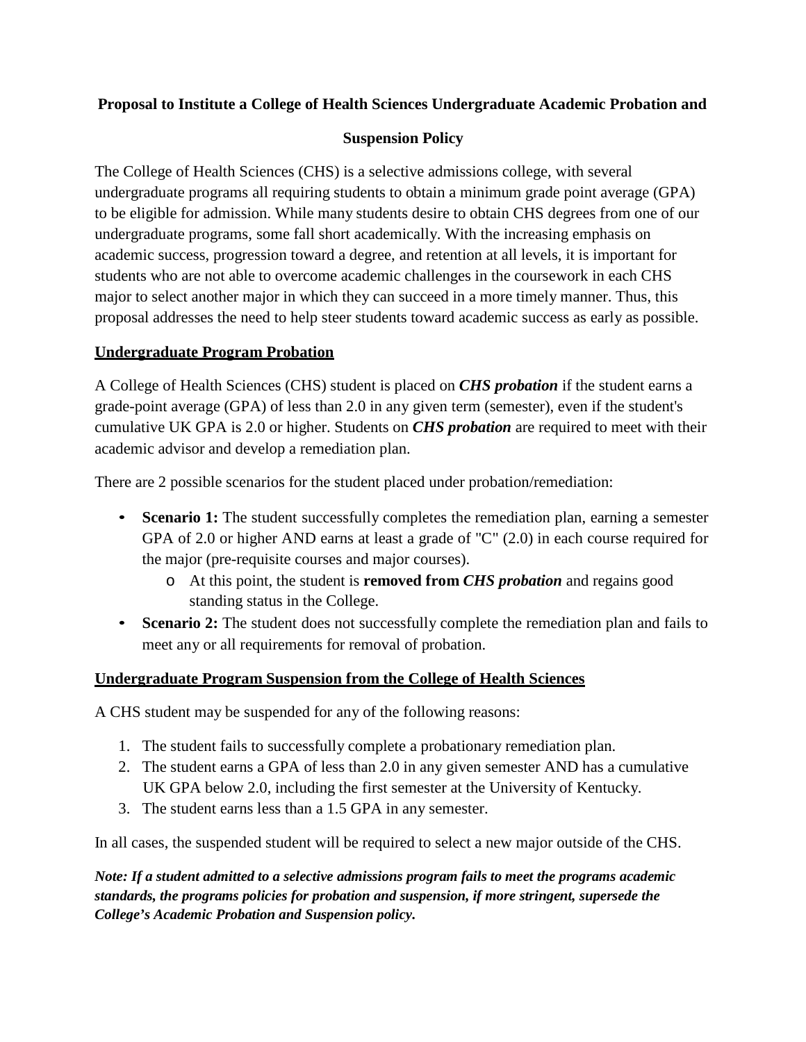# Proposal to Institute a College of Health Sciences Undergraduate Academic Probation and Suspension Policy

The College of Health Sciences (CHS) is a selective admissions college, with several undergraduate programs all requiring students to obtain a minimum grade point average (GPA) to be eligible for admission. While many students desire to obtain CHS degrees from one of our undergraduate programs, some fall short academically. With the increasing emphasis on academic success, progression toward a degree, and retention at all levels, it is important for students who are not able to overcome academic challenges in the coursework in each CHS major to select another major in which they can succeed in a more timely manner. Thus, this proposal addresses the need to help steer students toward academic success as early as possible.

## Undergraduate Program Probation

A College of Health Sciences (CHS) student is placed on ***CHS probation*** if the student earns a grade-point average (GPA) of less than 2.0 in any given term (semester), even if the student's cumulative UK GPA is 2.0 or higher. Students on ***CHS probation*** are required to meet with their academic advisor and develop a remediation plan.

There are 2 possible scenarios for the student placed under probation/remediation:

- **Scenario 1:** The student successfully completes the remediation plan, earning a semester GPA of 2.0 or higher AND earns at least a grade of "C" (2.0) in each course required for the major (pre-requisite courses and major courses).
  - At this point, the student is **removed from *CHS probation*** and regains good standing status in the College.
- **Scenario 2:** The student does not successfully complete the remediation plan and fails to meet any or all requirements for removal of probation.

## Undergraduate Program Suspension from the College of Health Sciences

A CHS student may be suspended for any of the following reasons:

1. The student fails to successfully complete a probationary remediation plan.
2. The student earns a GPA of less than 2.0 in any given semester AND has a cumulative UK GPA below 2.0, including the first semester at the University of Kentucky.
3. The student earns less than a 1.5 GPA in any semester.

In all cases, the suspended student will be required to select a new major outside of the CHS.

***Note: If a student admitted to a selective admissions program fails to meet the programs academic standards, the programs policies for probation and suspension, if more stringent, supersede the College's Academic Probation and Suspension policy.***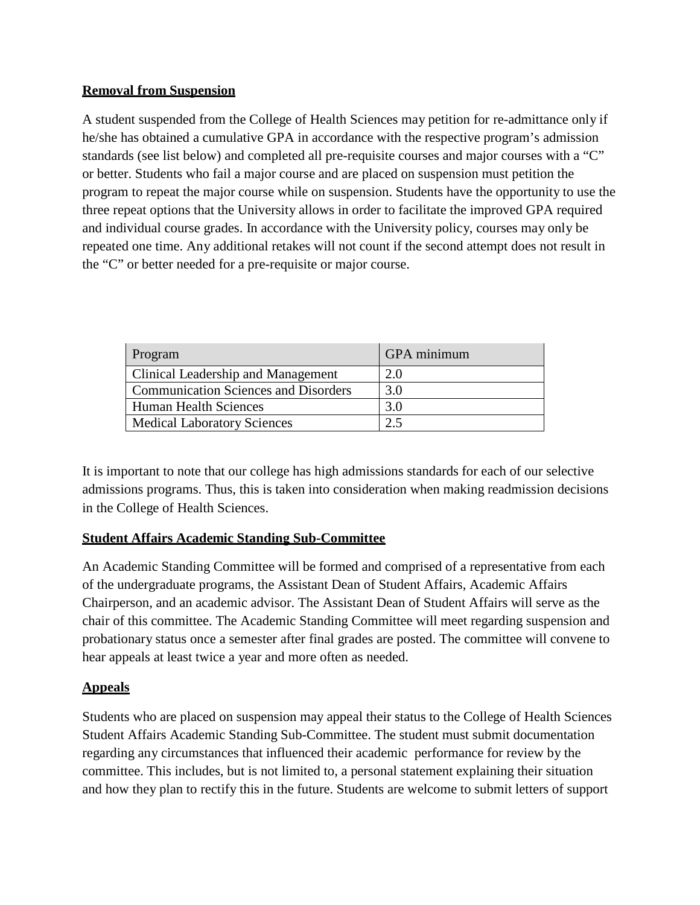**Removal from Suspension**

A student suspended from the College of Health Sciences may petition for re-admittance only if he/she has obtained a cumulative GPA in accordance with the respective program's admission standards (see list below) and completed all pre-requisite courses and major courses with a "C" or better. Students who fail a major course and are placed on suspension must petition the program to repeat the major course while on suspension. Students have the opportunity to use the three repeat options that the University allows in order to facilitate the improved GPA required and individual course grades. In accordance with the University policy, courses may only be repeated one time. Any additional retakes will not count if the second attempt does not result in the "C" or better needed for a pre-requisite or major course.

| Program | GPA minimum |
| --- | --- |
| Clinical Leadership and Management | 2.0 |
| Communication Sciences and Disorders | 3.0 |
| Human Health Sciences | 3.0 |
| Medical Laboratory Sciences | 2.5 |

It is important to note that our college has high admissions standards for each of our selective admissions programs. Thus, this is taken into consideration when making readmission decisions in the College of Health Sciences.

**Student Affairs Academic Standing Sub-Committee**

An Academic Standing Committee will be formed and comprised of a representative from each of the undergraduate programs, the Assistant Dean of Student Affairs, Academic Affairs Chairperson, and an academic advisor. The Assistant Dean of Student Affairs will serve as the chair of this committee. The Academic Standing Committee will meet regarding suspension and probationary status once a semester after final grades are posted. The committee will convene to hear appeals at least twice a year and more often as needed.

**Appeals**

Students who are placed on suspension may appeal their status to the College of Health Sciences Student Affairs Academic Standing Sub-Committee. The student must submit documentation regarding any circumstances that influenced their academic performance for review by the committee. This includes, but is not limited to, a personal statement explaining their situation and how they plan to rectify this in the future. Students are welcome to submit letters of support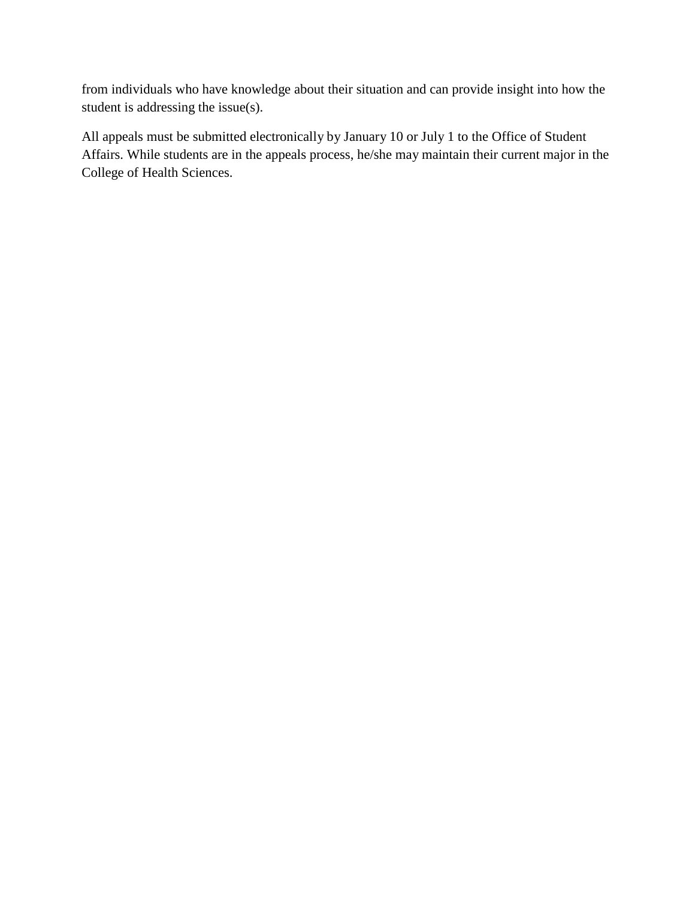from individuals who have knowledge about their situation and can provide insight into how the student is addressing the issue(s).

All appeals must be submitted electronically by January 10 or July 1 to the Office of Student Affairs. While students are in the appeals process, he/she may maintain their current major in the College of Health Sciences.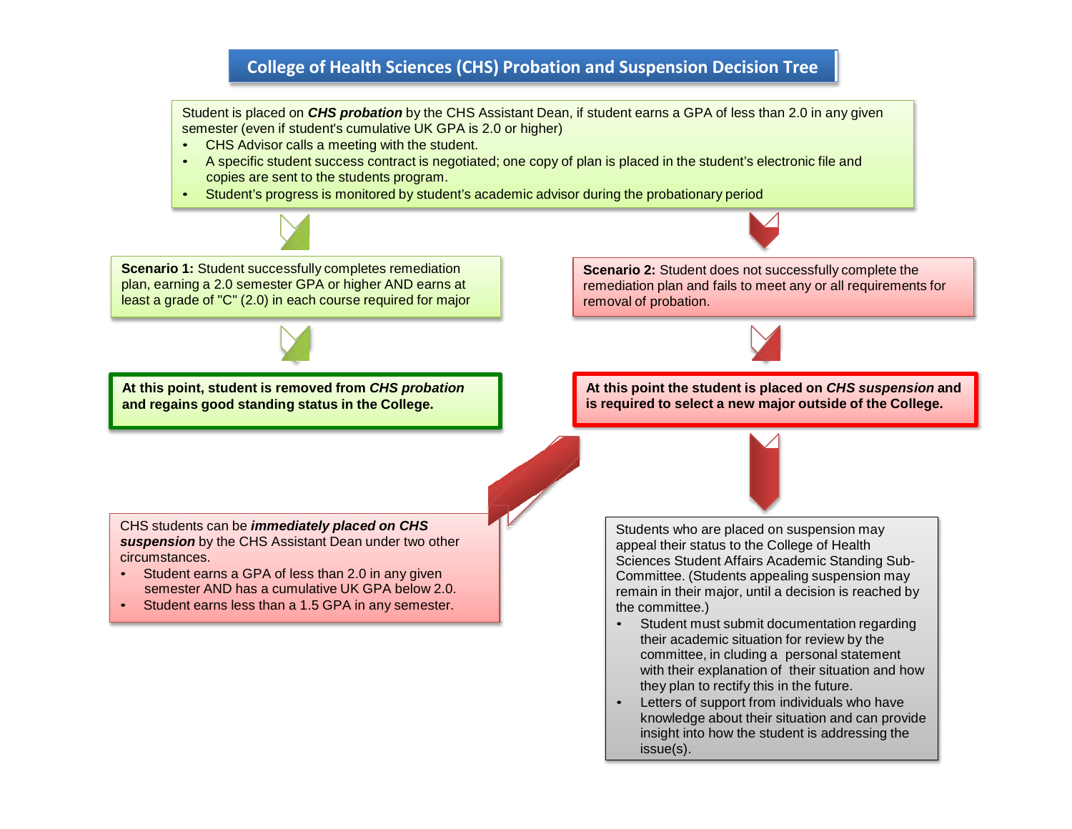# College of Health Sciences (CHS) Probation and Suspension Decision Tree

Student is placed on ***CHS probation*** by the CHS Assistant Dean, if student earns a GPA of less than 2.0 in any given semester (even if student's cumulative UK GPA is 2.0 or higher)

- CHS Advisor calls a meeting with the student.
- A specific student success contract is negotiated; one copy of plan is placed in the student's electronic file and copies are sent to the students program.
- Student's progress is monitored by student's academic advisor during the probationary period

**Scenario 1:** Student successfully completes remediation plan, earning a 2.0 semester GPA or higher AND earns at least a grade of "C" (2.0) in each course required for major

**At this point, student is removed from *CHS probation* and regains good standing status in the College.**

**Scenario 2:** Student does not successfully complete the remediation plan and fails to meet any or all requirements for removal of probation.

**At this point the student is placed on *CHS suspension* and is required to select a new major outside of the College.**

CHS students can be ***immediately placed on CHS suspension*** by the CHS Assistant Dean under two other circumstances.

- Student earns a GPA of less than 2.0 in any given semester AND has a cumulative UK GPA below 2.0.
- Student earns less than a 1.5 GPA in any semester.

Students who are placed on suspension may appeal their status to the College of Health Sciences Student Affairs Academic Standing Sub-Committee. (Students appealing suspension may remain in their major, until a decision is reached by the committee.)

- Student must submit documentation regarding their academic situation for review by the committee, in cluding a personal statement with their explanation of their situation and how they plan to rectify this in the future.
- Letters of support from individuals who have knowledge about their situation and can provide insight into how the student is addressing the issue(s).